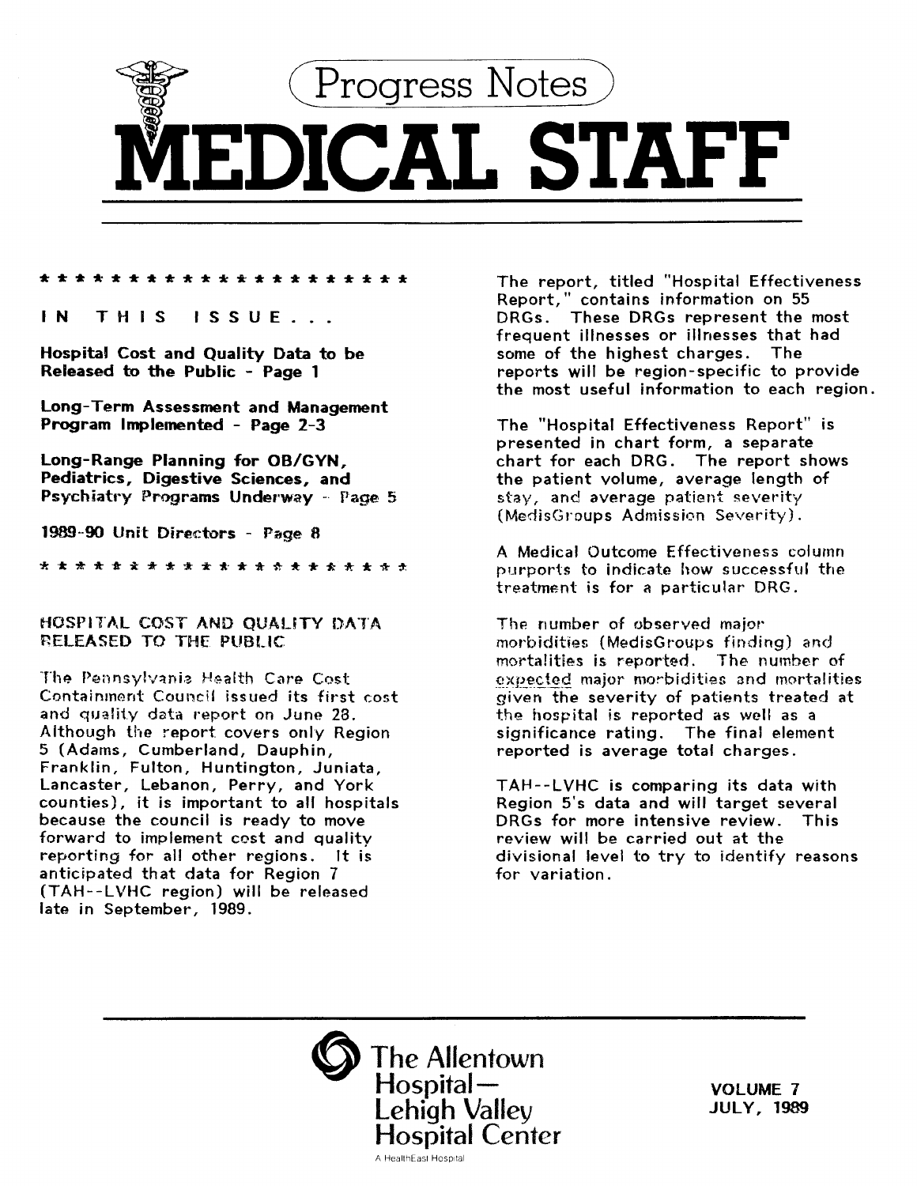# Progress Notes

# MEDICAL STAFF

* * * * * * * * * * * * * * * * * * * * * * *

**IN THIS ISSUE...**

**Hospital Cost and Quality Data to be Released to the Public - Page 1**

**Long-Term Assessment and Management Program Implemented - Page 2-3**

**Long-Range Planning for OB/GYN, Pediatrics, Digestive Sciences, and Psychiatry Programs Underway - Page 5**

**1989-90 Unit Directors - Page 8**

* * * * * * * * * * * * * * * * * * * * * * *

## HOSPITAL COST AND QUALITY DATA RELEASED TO THE PUBLIC

The Pennsylvania Health Care Cost Containment Council issued its first cost and quality data report on June 28. Although the report covers only Region 5 (Adams, Cumberland, Dauphin, Franklin, Fulton, Huntington, Juniata, Lancaster, Lebanon, Perry, and York counties), it is important to all hospitals because the council is ready to move forward to implement cost and quality reporting for all other regions. It is anticipated that data for Region 7 (TAH--LVHC region) will be released late in September, 1989.

The report, titled "Hospital Effectiveness Report," contains information on 55 DRGs. These DRGs represent the most frequent illnesses or illnesses that had some of the highest charges. The reports will be region-specific to provide the most useful information to each region.

The "Hospital Effectiveness Report" is presented in chart form, a separate chart for each DRG. The report shows the patient volume, average length of stay, and average patient severity (MedisGroups Admission Severity).

A Medical Outcome Effectiveness column purports to indicate how successful the treatment is for a particular DRG.

The number of observed major morbidities (MedisGroups finding) and mortalities is reported. The number of expected major morbidities and mortalities given the severity of patients treated at the hospital is reported as well as a significance rating. The final element reported is average total charges.

TAH--LVHC is comparing its data with Region 5's data and will target several DRGs for more intensive review. This review will be carried out at the divisional level to try to identify reasons for variation.

The Allentown Hospital—Lehigh Valley Hospital Center
A HealthEast Hospital

VOLUME 7
JULY, 1989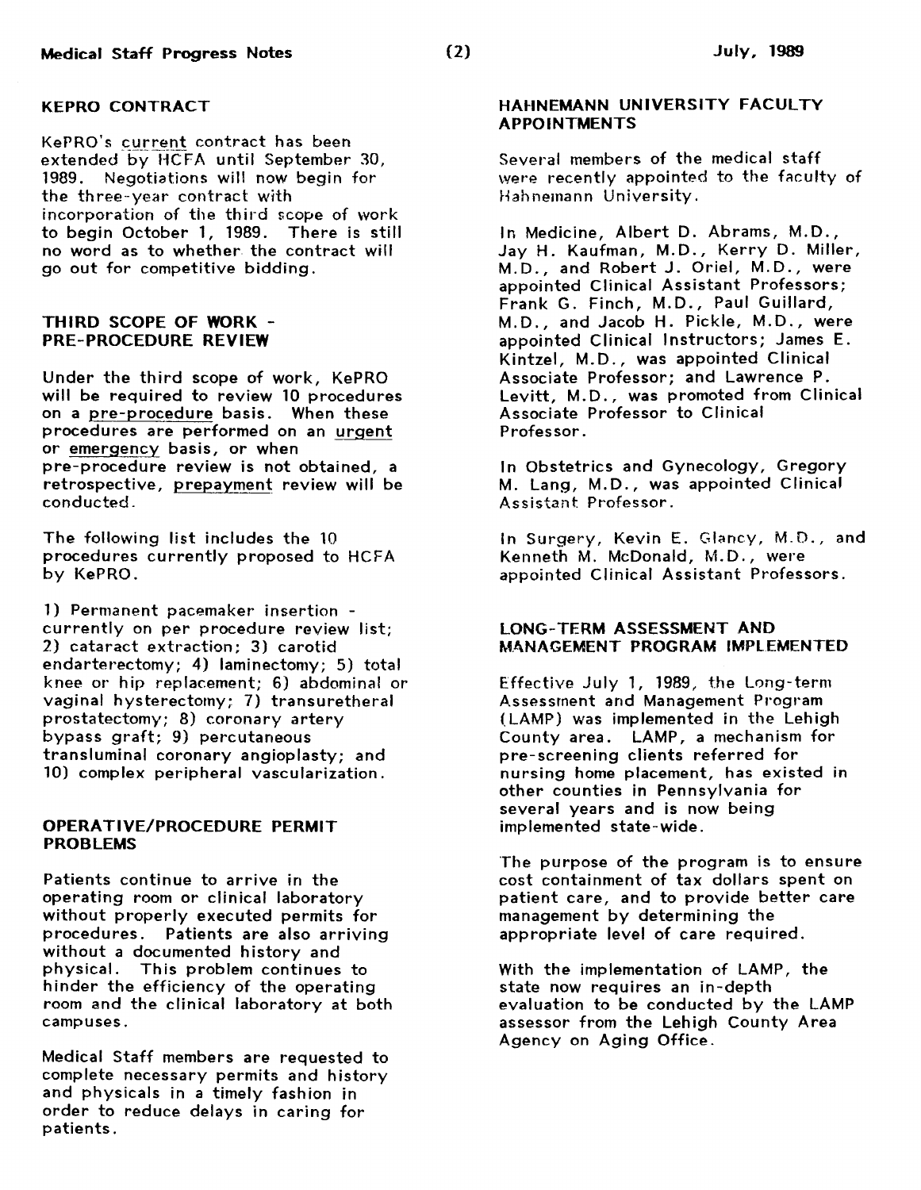## KEPRO CONTRACT

KePRO's current contract has been extended by HCFA until September 30, 1989. Negotiations will now begin for the three-year contract with incorporation of the third scope of work to begin October 1, 1989. There is still no word as to whether the contract will go out for competitive bidding.

## THIRD SCOPE OF WORK - PRE-PROCEDURE REVIEW

Under the third scope of work, KePRO will be required to review 10 procedures on a pre-procedure basis. When these procedures are performed on an urgent or emergency basis, or when pre-procedure review is not obtained, a retrospective, prepayment review will be conducted.

The following list includes the 10 procedures currently proposed to HCFA by KePRO.

1) Permanent pacemaker insertion - currently on per procedure review list; 2) cataract extraction; 3) carotid endarterectomy; 4) laminectomy; 5) total knee or hip replacement; 6) abdominal or vaginal hysterectomy; 7) transuretheral prostatectomy; 8) coronary artery bypass graft; 9) percutaneous transluminal coronary angioplasty; and 10) complex peripheral vascularization.

## OPERATIVE/PROCEDURE PERMIT PROBLEMS

Patients continue to arrive in the operating room or clinical laboratory without properly executed permits for procedures. Patients are also arriving without a documented history and physical. This problem continues to hinder the efficiency of the operating room and the clinical laboratory at both campuses.

Medical Staff members are requested to complete necessary permits and history and physicals in a timely fashion in order to reduce delays in caring for patients.

## HAHNEMANN UNIVERSITY FACULTY APPOINTMENTS

Several members of the medical staff were recently appointed to the faculty of Hahnemann University.

In Medicine, Albert D. Abrams, M.D., Jay H. Kaufman, M.D., Kerry D. Miller, M.D., and Robert J. Oriel, M.D., were appointed Clinical Assistant Professors; Frank G. Finch, M.D., Paul Guillard, M.D., and Jacob H. Pickle, M.D., were appointed Clinical Instructors; James E. Kintzel, M.D., was appointed Clinical Associate Professor; and Lawrence P. Levitt, M.D., was promoted from Clinical Associate Professor to Clinical Professor.

In Obstetrics and Gynecology, Gregory M. Lang, M.D., was appointed Clinical Assistant Professor.

In Surgery, Kevin E. Glancy, M.D., and Kenneth M. McDonald, M.D., were appointed Clinical Assistant Professors.

## LONG-TERM ASSESSMENT AND MANAGEMENT PROGRAM IMPLEMENTED

Effective July 1, 1989, the Long-term Assessment and Management Program (LAMP) was implemented in the Lehigh County area. LAMP, a mechanism for pre-screening clients referred for nursing home placement, has existed in other counties in Pennsylvania for several years and is now being implemented state-wide.

The purpose of the program is to ensure cost containment of tax dollars spent on patient care, and to provide better care management by determining the appropriate level of care required.

With the implementation of LAMP, the state now requires an in-depth evaluation to be conducted by the LAMP assessor from the Lehigh County Area Agency on Aging Office.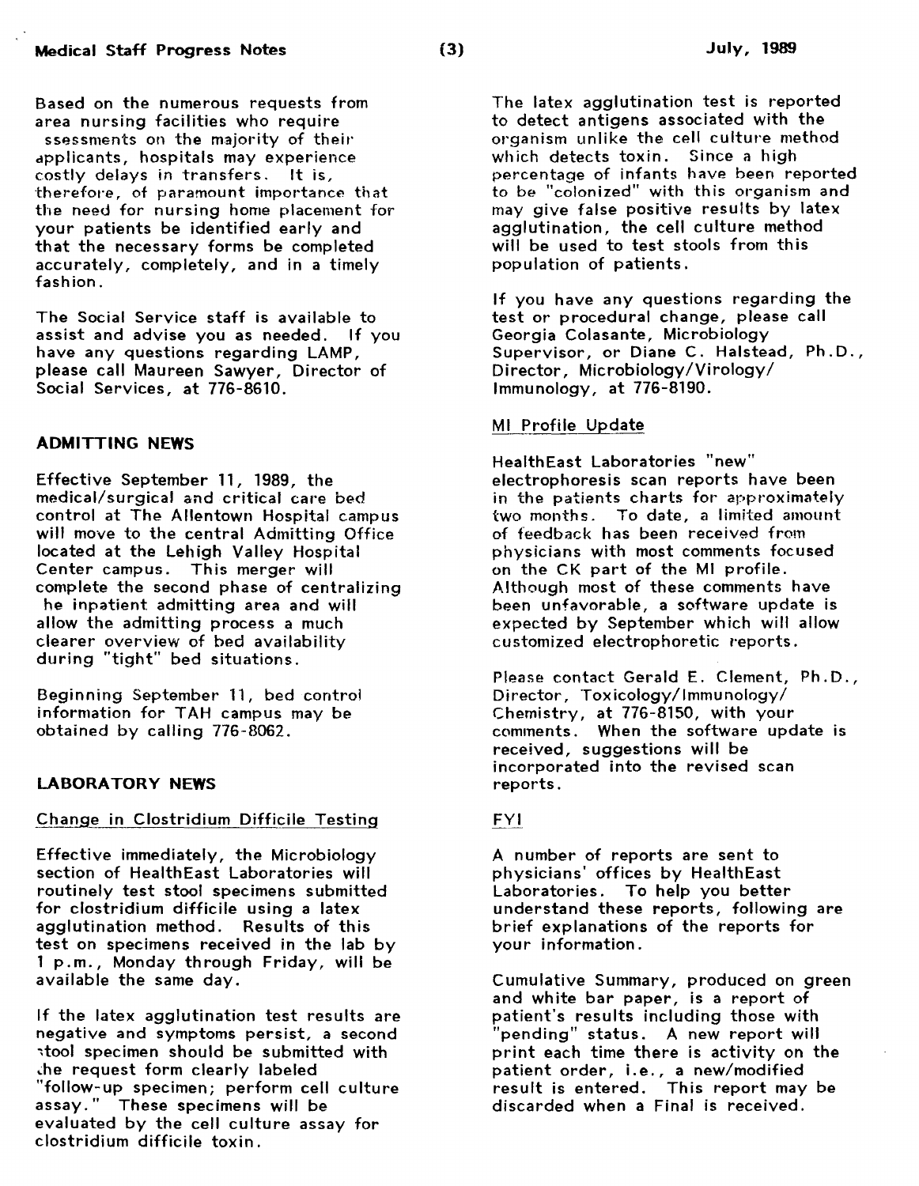Based on the numerous requests from area nursing facilities who require ssessments on the majority of their applicants, hospitals may experience costly delays in transfers. It is, therefore, of paramount importance that the need for nursing home placement for your patients be identified early and that the necessary forms be completed accurately, completely, and in a timely fashion.

The Social Service staff is available to assist and advise you as needed. If you have any questions regarding LAMP, please call Maureen Sawyer, Director of Social Services, at 776-8610.

## ADMITTING NEWS

Effective September 11, 1989, the medical/surgical and critical care bed control at The Allentown Hospital campus will move to the central Admitting Office located at the Lehigh Valley Hospital Center campus. This merger will complete the second phase of centralizing he inpatient admitting area and will allow the admitting process a much clearer overview of bed availability during "tight" bed situations.

Beginning September 11, bed control information for TAH campus may be obtained by calling 776-8062.

## LABORATORY NEWS

### Change in Clostridium Difficile Testing

Effective immediately, the Microbiology section of HealthEast Laboratories will routinely test stool specimens submitted for clostridium difficile using a latex agglutination method. Results of this test on specimens received in the lab by 1 p.m., Monday through Friday, will be available the same day.

If the latex agglutination test results are negative and symptoms persist, a second stool specimen should be submitted with the request form clearly labeled "follow-up specimen; perform cell culture assay." These specimens will be evaluated by the cell culture assay for clostridium difficile toxin.

The latex agglutination test is reported to detect antigens associated with the organism unlike the cell culture method which detects toxin. Since a high percentage of infants have been reported to be "colonized" with this organism and may give false positive results by latex agglutination, the cell culture method will be used to test stools from this population of patients.

If you have any questions regarding the test or procedural change, please call Georgia Colasante, Microbiology Supervisor, or Diane C. Halstead, Ph.D., Director, Microbiology/Virology/Immunology, at 776-8190.

### MI Profile Update

HealthEast Laboratories "new" electrophoresis scan reports have been in the patients charts for approximately two months. To date, a limited amount of feedback has been received from physicians with most comments focused on the CK part of the MI profile. Although most of these comments have been unfavorable, a software update is expected by September which will allow customized electrophoretic reports.

Please contact Gerald E. Clement, Ph.D., Director, Toxicology/Immunology/Chemistry, at 776-8150, with your comments. When the software update is received, suggestions will be incorporated into the revised scan reports.

### FYI

A number of reports are sent to physicians' offices by HealthEast Laboratories. To help you better understand these reports, following are brief explanations of the reports for your information.

Cumulative Summary, produced on green and white bar paper, is a report of patient's results including those with "pending" status. A new report will print each time there is activity on the patient order, i.e., a new/modified result is entered. This report may be discarded when a Final is received.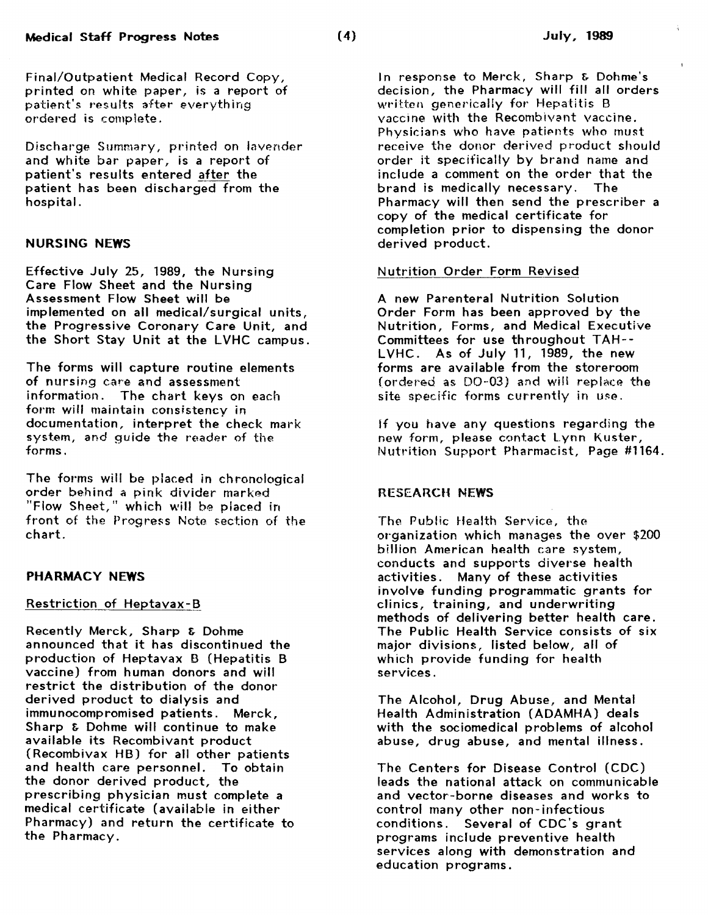Final/Outpatient Medical Record Copy, printed on white paper, is a report of patient's results after everything ordered is complete.

Discharge Summary, printed on lavender and white bar paper, is a report of patient's results entered after the patient has been discharged from the hospital.

## NURSING NEWS

Effective July 25, 1989, the Nursing Care Flow Sheet and the Nursing Assessment Flow Sheet will be implemented on all medical/surgical units, the Progressive Coronary Care Unit, and the Short Stay Unit at the LVHC campus.

The forms will capture routine elements of nursing care and assessment information. The chart keys on each form will maintain consistency in documentation, interpret the check mark system, and guide the reader of the forms.

The forms will be placed in chronological order behind a pink divider marked "Flow Sheet," which will be placed in front of the Progress Note section of the chart.

## PHARMACY NEWS

### Restriction of Heptavax-B

Recently Merck, Sharp & Dohme announced that it has discontinued the production of Heptavax B (Hepatitis B vaccine) from human donors and will restrict the distribution of the donor derived product to dialysis and immunocompromised patients. Merck, Sharp & Dohme will continue to make available its Recombivant product (Recombivax HB) for all other patients and health care personnel. To obtain the donor derived product, the prescribing physician must complete a medical certificate (available in either Pharmacy) and return the certificate to the Pharmacy.

In response to Merck, Sharp & Dohme's decision, the Pharmacy will fill all orders written generically for Hepatitis B vaccine with the Recombivant vaccine. Physicians who have patients who must receive the donor derived product should order it specifically by brand name and include a comment on the order that the brand is medically necessary. The Pharmacy will then send the prescriber a copy of the medical certificate for completion prior to dispensing the donor derived product.

### Nutrition Order Form Revised

A new Parenteral Nutrition Solution Order Form has been approved by the Nutrition, Forms, and Medical Executive Committees for use throughout TAH--LVHC. As of July 11, 1989, the new forms are available from the storeroom (ordered as DO-03) and will replace the site specific forms currently in use.

If you have any questions regarding the new form, please contact Lynn Kuster, Nutrition Support Pharmacist, Page #1164.

## RESEARCH NEWS

The Public Health Service, the organization which manages the over $200 billion American health care system, conducts and supports diverse health activities. Many of these activities involve funding programmatic grants for clinics, training, and underwriting methods of delivering better health care. The Public Health Service consists of six major divisions, listed below, all of which provide funding for health services.

The Alcohol, Drug Abuse, and Mental Health Administration (ADAMHA) deals with the sociomedical problems of alcohol abuse, drug abuse, and mental illness.

The Centers for Disease Control (CDC) leads the national attack on communicable and vector-borne diseases and works to control many other non-infectious conditions. Several of CDC's grant programs include preventive health services along with demonstration and education programs.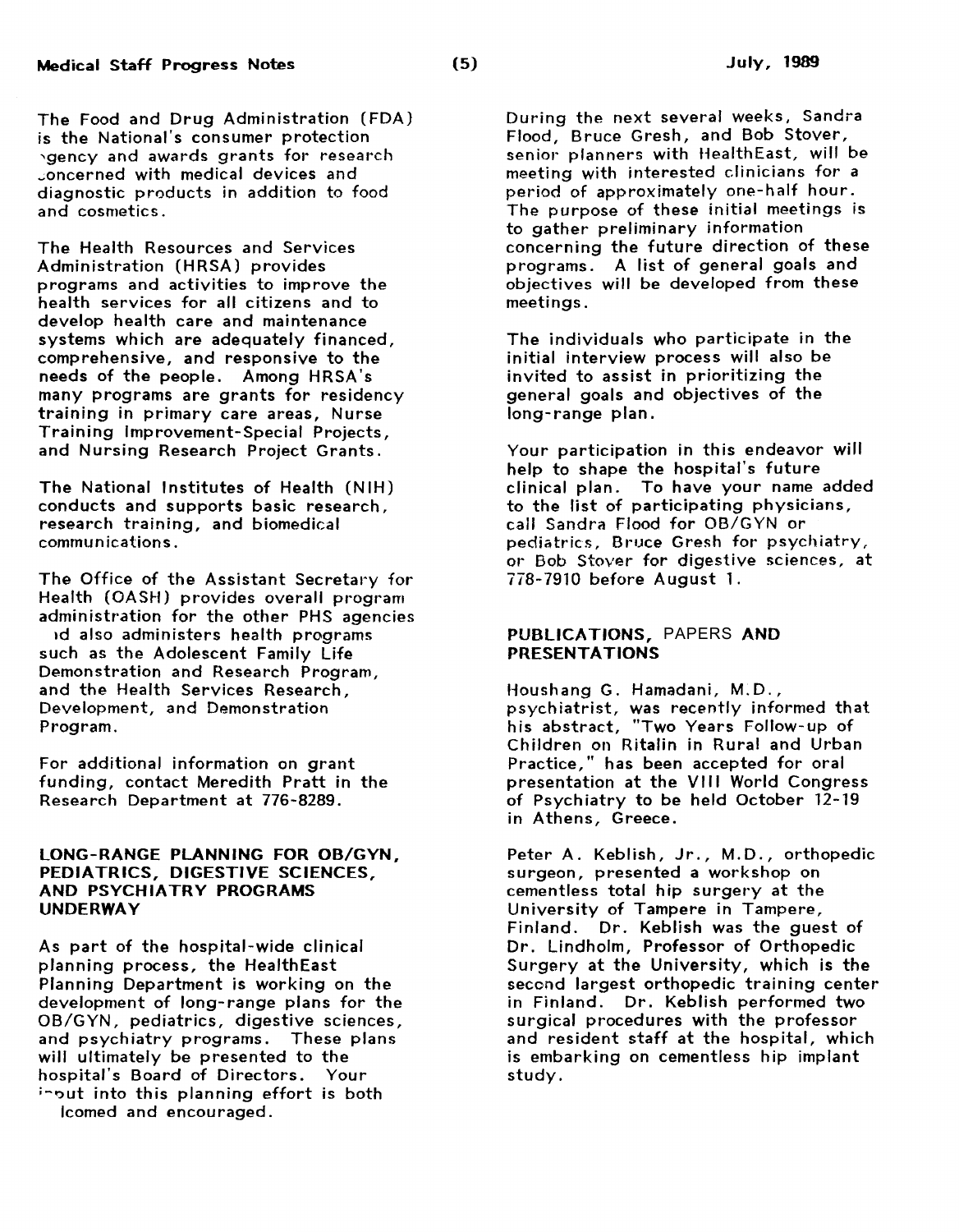The Food and Drug Administration (FDA) is the National's consumer protection agency and awards grants for research concerned with medical devices and diagnostic products in addition to food and cosmetics.

The Health Resources and Services Administration (HRSA) provides programs and activities to improve the health services for all citizens and to develop health care and maintenance systems which are adequately financed, comprehensive, and responsive to the needs of the people. Among HRSA's many programs are grants for residency training in primary care areas, Nurse Training Improvement-Special Projects, and Nursing Research Project Grants.

The National Institutes of Health (NIH) conducts and supports basic research, research training, and biomedical communications.

The Office of the Assistant Secretary for Health (OASH) provides overall program administration for the other PHS agencies and also administers health programs such as the Adolescent Family Life Demonstration and Research Program, and the Health Services Research, Development, and Demonstration Program.

For additional information on grant funding, contact Meredith Pratt in the Research Department at 776-8289.

## LONG-RANGE PLANNING FOR OB/GYN, PEDIATRICS, DIGESTIVE SCIENCES, AND PSYCHIATRY PROGRAMS UNDERWAY

As part of the hospital-wide clinical planning process, the HealthEast Planning Department is working on the development of long-range plans for the OB/GYN, pediatrics, digestive sciences, and psychiatry programs. These plans will ultimately be presented to the hospital's Board of Directors. Your input into this planning effort is both welcomed and encouraged.

During the next several weeks, Sandra Flood, Bruce Gresh, and Bob Stover, senior planners with HealthEast, will be meeting with interested clinicians for a period of approximately one-half hour. The purpose of these initial meetings is to gather preliminary information concerning the future direction of these programs. A list of general goals and objectives will be developed from these meetings.

The individuals who participate in the initial interview process will also be invited to assist in prioritizing the general goals and objectives of the long-range plan.

Your participation in this endeavor will help to shape the hospital's future clinical plan. To have your name added to the list of participating physicians, call Sandra Flood for OB/GYN or pediatrics, Bruce Gresh for psychiatry, or Bob Stover for digestive sciences, at 778-7910 before August 1.

## PUBLICATIONS, PAPERS AND PRESENTATIONS

Houshang G. Hamadani, M.D., psychiatrist, was recently informed that his abstract, "Two Years Follow-up of Children on Ritalin in Rural and Urban Practice," has been accepted for oral presentation at the VIII World Congress of Psychiatry to be held October 12-19 in Athens, Greece.

Peter A. Keblish, Jr., M.D., orthopedic surgeon, presented a workshop on cementless total hip surgery at the University of Tampere in Tampere, Finland. Dr. Keblish was the guest of Dr. Lindholm, Professor of Orthopedic Surgery at the University, which is the second largest orthopedic training center in Finland. Dr. Keblish performed two surgical procedures with the professor and resident staff at the hospital, which is embarking on cementless hip implant study.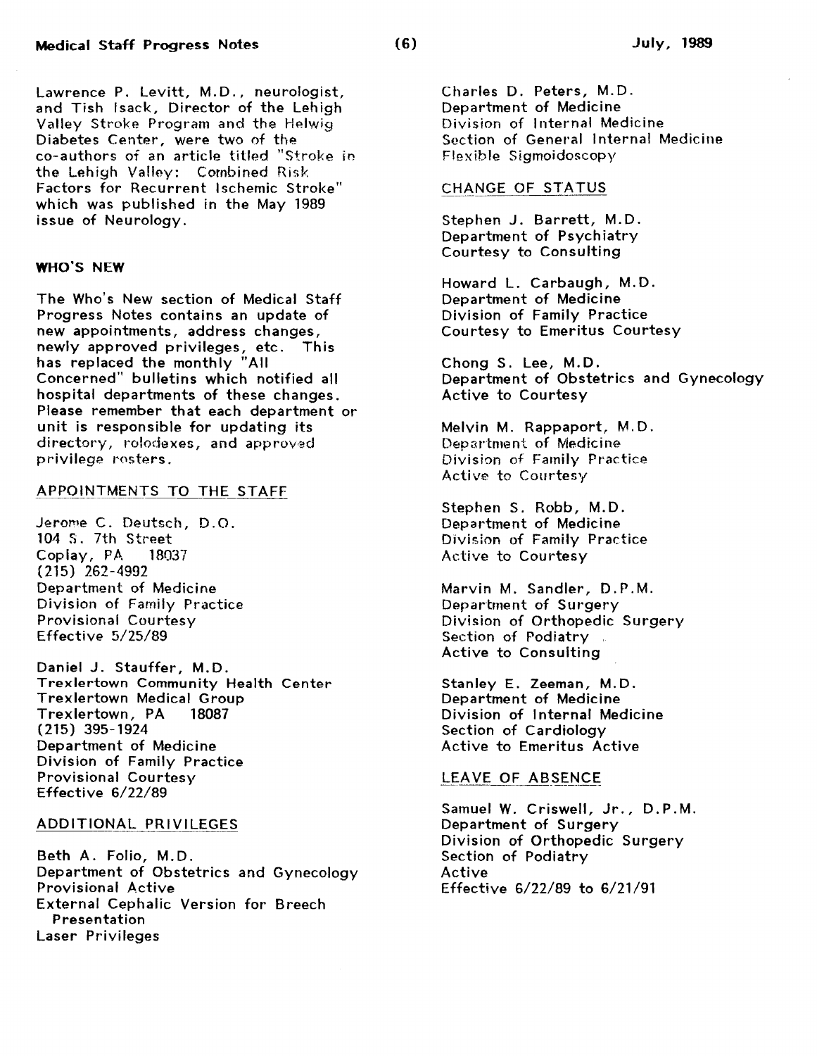Lawrence P. Levitt, M.D., neurologist, and Tish Isack, Director of the Lehigh Valley Stroke Program and the Helwig Diabetes Center, were two of the co-authors of an article titled "Stroke in the Lehigh Valley: Combined Risk Factors for Recurrent Ischemic Stroke" which was published in the May 1989 issue of Neurology.

## WHO'S NEW

The Who's New section of Medical Staff Progress Notes contains an update of new appointments, address changes, newly approved privileges, etc. This has replaced the monthly "All Concerned" bulletins which notified all hospital departments of these changes. Please remember that each department or unit is responsible for updating its directory, rolodexes, and approved privilege rosters.

### APPOINTMENTS TO THE STAFF

Jerome C. Deutsch, D.O.
104 S. 7th Street
Coplay, PA 18037
(215) 262-4992
Department of Medicine
Division of Family Practice
Provisional Courtesy
Effective 5/25/89

Daniel J. Stauffer, M.D.
Trexlertown Community Health Center
Trexlertown Medical Group
Trexlertown, PA 18087
(215) 395-1924
Department of Medicine
Division of Family Practice
Provisional Courtesy
Effective 6/22/89

### ADDITIONAL PRIVILEGES

Beth A. Folio, M.D.
Department of Obstetrics and Gynecology
Provisional Active
External Cephalic Version for Breech Presentation
Laser Privileges

Charles D. Peters, M.D.
Department of Medicine
Division of Internal Medicine
Section of General Internal Medicine
Flexible Sigmoidoscopy

### CHANGE OF STATUS

Stephen J. Barrett, M.D.
Department of Psychiatry
Courtesy to Consulting

Howard L. Carbaugh, M.D.
Department of Medicine
Division of Family Practice
Courtesy to Emeritus Courtesy

Chong S. Lee, M.D.
Department of Obstetrics and Gynecology
Active to Courtesy

Melvin M. Rappaport, M.D.
Department of Medicine
Division of Family Practice
Active to Courtesy

Stephen S. Robb, M.D.
Department of Medicine
Division of Family Practice
Active to Courtesy

Marvin M. Sandler, D.P.M.
Department of Surgery
Division of Orthopedic Surgery
Section of Podiatry
Active to Consulting

Stanley E. Zeeman, M.D.
Department of Medicine
Division of Internal Medicine
Section of Cardiology
Active to Emeritus Active

### LEAVE OF ABSENCE

Samuel W. Criswell, Jr., D.P.M.
Department of Surgery
Division of Orthopedic Surgery
Section of Podiatry
Active
Effective 6/22/89 to 6/21/91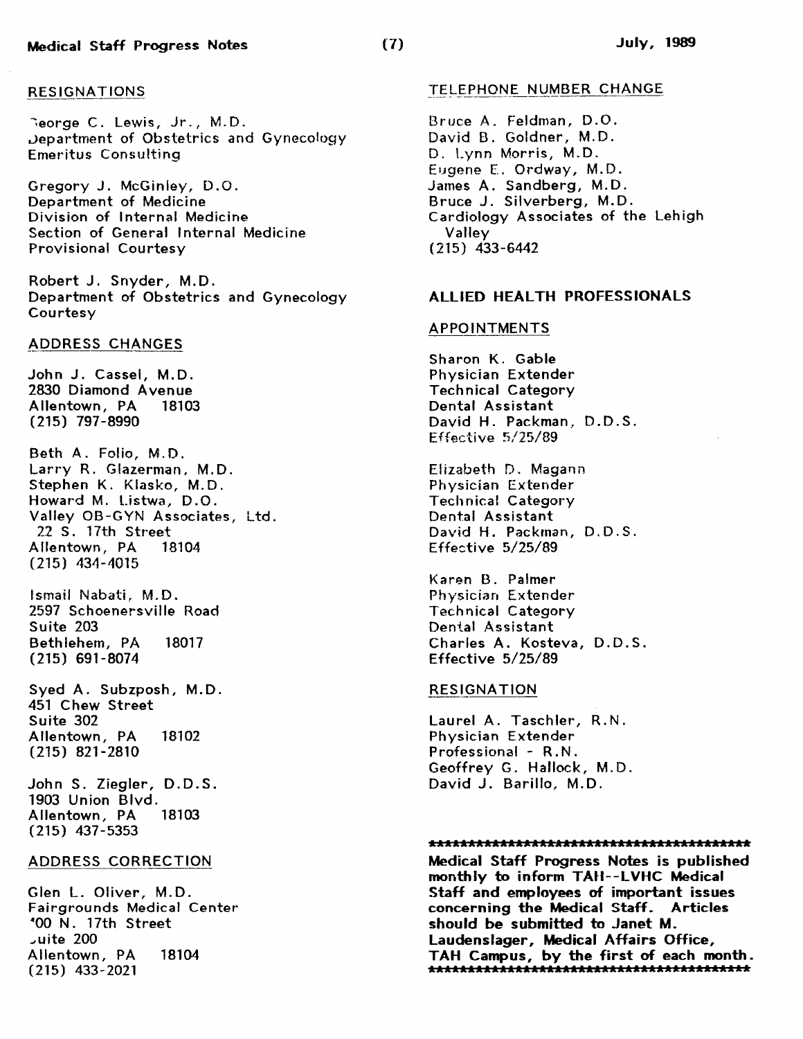## RESIGNATIONS

George C. Lewis, Jr., M.D.
Department of Obstetrics and Gynecology
Emeritus Consulting

Gregory J. McGinley, D.O.
Department of Medicine
Division of Internal Medicine
Section of General Internal Medicine
Provisional Courtesy

Robert J. Snyder, M.D.
Department of Obstetrics and Gynecology
Courtesy

## ADDRESS CHANGES

John J. Cassel, M.D.
2830 Diamond Avenue
Allentown, PA 18103
(215) 797-8990

Beth A. Folio, M.D.
Larry R. Glazerman, M.D.
Stephen K. Klasko, M.D.
Howard M. Listwa, D.O.
Valley OB-GYN Associates, Ltd.
22 S. 17th Street
Allentown, PA 18104
(215) 434-4015

Ismail Nabati, M.D.
2597 Schoenersville Road
Suite 203
Bethlehem, PA 18017
(215) 691-8074

Syed A. Subzposh, M.D.
451 Chew Street
Suite 302
Allentown, PA 18102
(215) 821-2810

John S. Ziegler, D.D.S.
1903 Union Blvd.
Allentown, PA 18103
(215) 437-5353

## ADDRESS CORRECTION

Glen L. Oliver, M.D.
Fairgrounds Medical Center
400 N. 17th Street
Suite 200
Allentown, PA 18104
(215) 433-2021

## TELEPHONE NUMBER CHANGE

Bruce A. Feldman, D.O.
David B. Goldner, M.D.
D. Lynn Morris, M.D.
Eugene E. Ordway, M.D.
James A. Sandberg, M.D.
Bruce J. Silverberg, M.D.
Cardiology Associates of the Lehigh Valley
(215) 433-6442

# ALLIED HEALTH PROFESSIONALS

## APPOINTMENTS

Sharon K. Gable
Physician Extender
Technical Category
Dental Assistant
David H. Packman, D.D.S.
Effective 5/25/89

Elizabeth D. Magann
Physician Extender
Technical Category
Dental Assistant
David H. Packman, D.D.S.
Effective 5/25/89

Karen B. Palmer
Physician Extender
Technical Category
Dental Assistant
Charles A. Kosteva, D.D.S.
Effective 5/25/89

## RESIGNATION

Laurel A. Taschler, R.N.
Physician Extender
Professional - R.N.
Geoffrey G. Hallock, M.D.
David J. Barillo, M.D.

******************************************

**Medical Staff Progress Notes is published monthly to inform TAH--LVHC Medical Staff and employees of important issues concerning the Medical Staff. Articles should be submitted to Janet M. Laudenslager, Medical Affairs Office, TAH Campus, by the first of each month.**

******************************************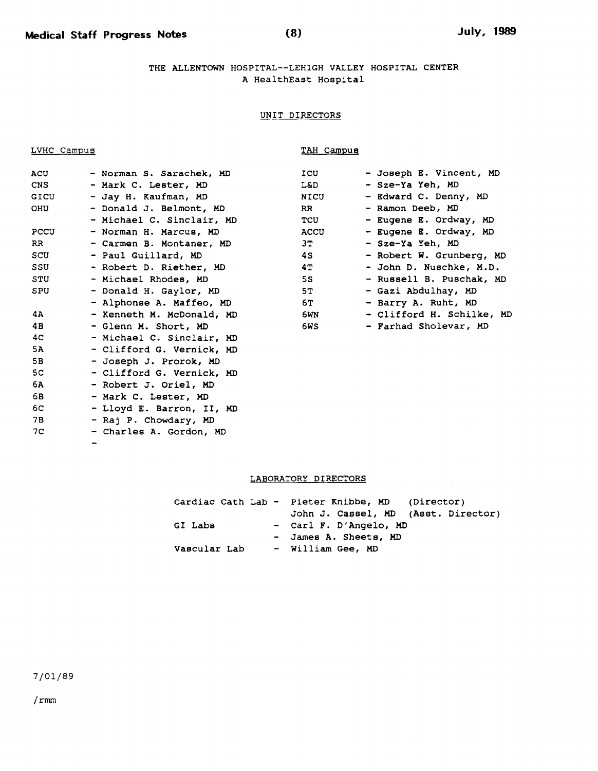THE ALLENTOWN HOSPITAL--LEHIGH VALLEY HOSPITAL CENTER
A HealthEast Hospital

## UNIT DIRECTORS

### LVHC Campus

| | |
|---|---|
| ACU | - Norman S. Sarachek, MD |
| CNS | - Mark C. Lester, MD |
| GICU | - Jay H. Kaufman, MD |
| OHU | - Donald J. Belmont, MD |
| | - Michael C. Sinclair, MD |
| PCCU | - Norman H. Marcus, MD |
| RR | - Carmen B. Montaner, MD |
| SCU | - Paul Guillard, MD |
| SSU | - Robert D. Riether, MD |
| STU | - Michael Rhodes, MD |
| SPU | - Donald H. Gaylor, MD |
| | - Alphonse A. Maffeo, MD |
| 4A | - Kenneth M. McDonald, MD |
| 4B | - Glenn M. Short, MD |
| 4C | - Michael C. Sinclair, MD |
| 5A | - Clifford G. Vernick, MD |
| 5B | - Joseph J. Prorok, MD |
| 5C | - Clifford G. Vernick, MD |
| 6A | - Robert J. Oriel, MD |
| 6B | - Mark C. Lester, MD |
| 6C | - Lloyd E. Barron, II, MD |
| 7B | - Raj P. Chowdary, MD |
| 7C | - Charles A. Gordon, MD |
| | - |

### TAH Campus

| | |
|---|---|
| ICU | - Joseph E. Vincent, MD |
| L&D | - Sze-Ya Yeh, MD |
| NICU | - Edward C. Denny, MD |
| RR | - Ramon Deeb, MD |
| TCU | - Eugene E. Ordway, MD |
| ACCU | - Eugene E. Ordway, MD |
| 3T | - Sze-Ya Yeh, MD |
| 4S | - Robert W. Grunberg, MD |
| 4T | - John D. Nuschke, M.D. |
| 5S | - Russell B. Puschak, MD |
| 5T | - Gazi Abdulhay, MD |
| 6T | - Barry A. Ruht, MD |
| 6WN | - Clifford H. Schilke, MD |
| 6WS | - Farhad Sholevar, MD |

## LABORATORY DIRECTORS

| | |
|---|---|
| Cardiac Cath Lab | - Pieter Knibbe, MD (Director) |
| | John J. Cassel, MD (Asst. Director) |
| GI Labs | - Carl F. D'Angelo, MD |
| | - James A. Sheets, MD |
| Vascular Lab | - William Gee, MD |

7/01/89

/rmm